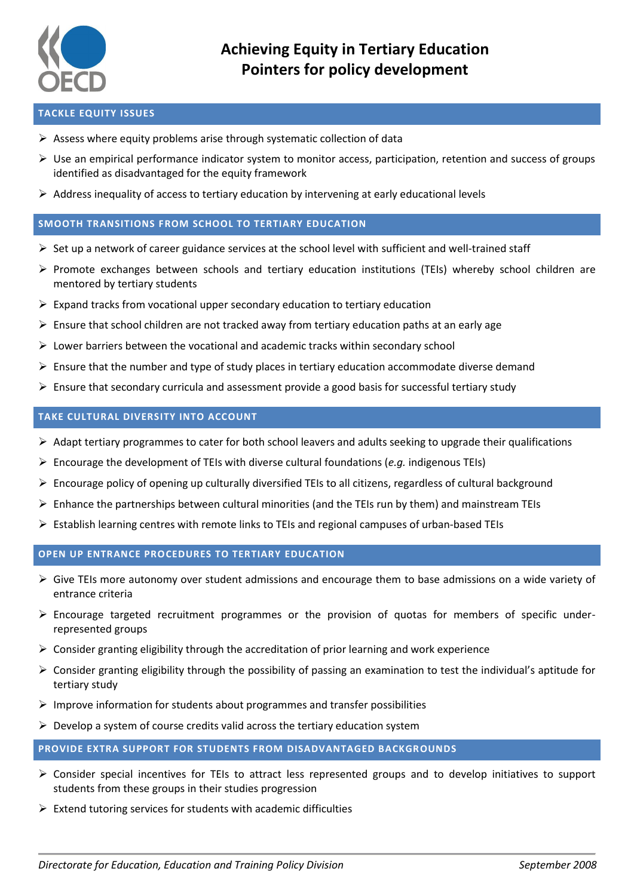# Achieving Equity in Tertiary Education
# Pointers for policy development

## TACKLE EQUITY ISSUES

- Assess where equity problems arise through systematic collection of data
- Use an empirical performance indicator system to monitor access, participation, retention and success of groups identified as disadvantaged for the equity framework
- Address inequality of access to tertiary education by intervening at early educational levels

## SMOOTH TRANSITIONS FROM SCHOOL TO TERTIARY EDUCATION

- Set up a network of career guidance services at the school level with sufficient and well-trained staff
- Promote exchanges between schools and tertiary education institutions (TEIs) whereby school children are mentored by tertiary students
- Expand tracks from vocational upper secondary education to tertiary education
- Ensure that school children are not tracked away from tertiary education paths at an early age
- Lower barriers between the vocational and academic tracks within secondary school
- Ensure that the number and type of study places in tertiary education accommodate diverse demand
- Ensure that secondary curricula and assessment provide a good basis for successful tertiary study

## TAKE CULTURAL DIVERSITY INTO ACCOUNT

- Adapt tertiary programmes to cater for both school leavers and adults seeking to upgrade their qualifications
- Encourage the development of TEIs with diverse cultural foundations (*e.g.* indigenous TEIs)
- Encourage policy of opening up culturally diversified TEIs to all citizens, regardless of cultural background
- Enhance the partnerships between cultural minorities (and the TEIs run by them) and mainstream TEIs
- Establish learning centres with remote links to TEIs and regional campuses of urban-based TEIs

## OPEN UP ENTRANCE PROCEDURES TO TERTIARY EDUCATION

- Give TEIs more autonomy over student admissions and encourage them to base admissions on a wide variety of entrance criteria
- Encourage targeted recruitment programmes or the provision of quotas for members of specific under-represented groups
- Consider granting eligibility through the accreditation of prior learning and work experience
- Consider granting eligibility through the possibility of passing an examination to test the individual's aptitude for tertiary study
- Improve information for students about programmes and transfer possibilities
- Develop a system of course credits valid across the tertiary education system

## PROVIDE EXTRA SUPPORT FOR STUDENTS FROM DISADVANTAGED BACKGROUNDS

- Consider special incentives for TEIs to attract less represented groups and to develop initiatives to support students from these groups in their studies progression
- Extend tutoring services for students with academic difficulties

*Directorate for Education, Education and Training Policy Division* — *September 2008*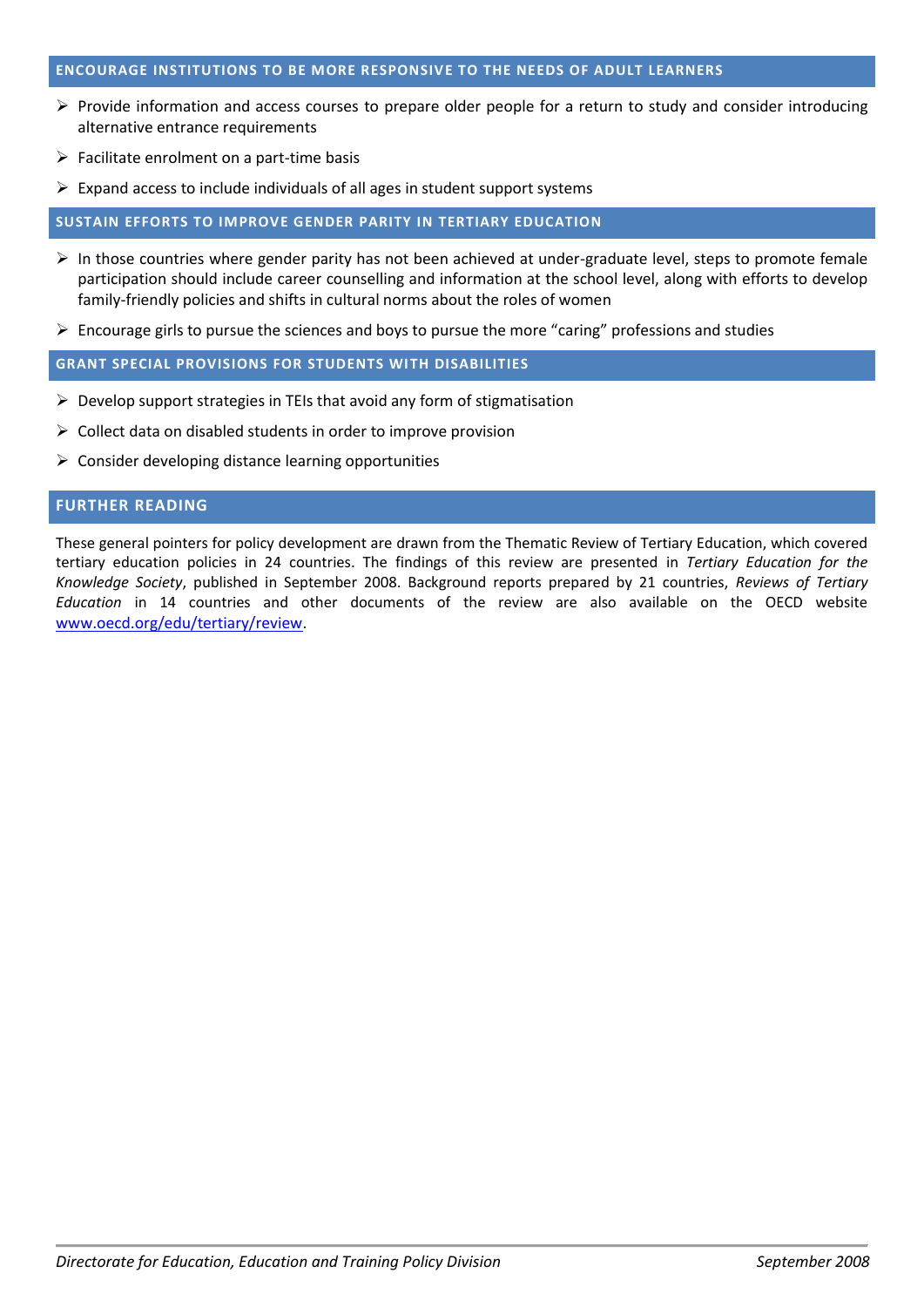## ENCOURAGE INSTITUTIONS TO BE MORE RESPONSIVE TO THE NEEDS OF ADULT LEARNERS

- Provide information and access courses to prepare older people for a return to study and consider introducing alternative entrance requirements
- Facilitate enrolment on a part-time basis
- Expand access to include individuals of all ages in student support systems

## SUSTAIN EFFORTS TO IMPROVE GENDER PARITY IN TERTIARY EDUCATION

- In those countries where gender parity has not been achieved at under-graduate level, steps to promote female participation should include career counselling and information at the school level, along with efforts to develop family-friendly policies and shifts in cultural norms about the roles of women
- Encourage girls to pursue the sciences and boys to pursue the more "caring" professions and studies

## GRANT SPECIAL PROVISIONS FOR STUDENTS WITH DISABILITIES

- Develop support strategies in TEIs that avoid any form of stigmatisation
- Collect data on disabled students in order to improve provision
- Consider developing distance learning opportunities

## FURTHER READING

These general pointers for policy development are drawn from the Thematic Review of Tertiary Education, which covered tertiary education policies in 24 countries. The findings of this review are presented in *Tertiary Education for the Knowledge Society*, published in September 2008. Background reports prepared by 21 countries, *Reviews of Tertiary Education* in 14 countries and other documents of the review are also available on the OECD website [www.oecd.org/edu/tertiary/review](http://www.oecd.org/edu/tertiary/review).

*Directorate for Education, Education and Training Policy Division* *September 2008*